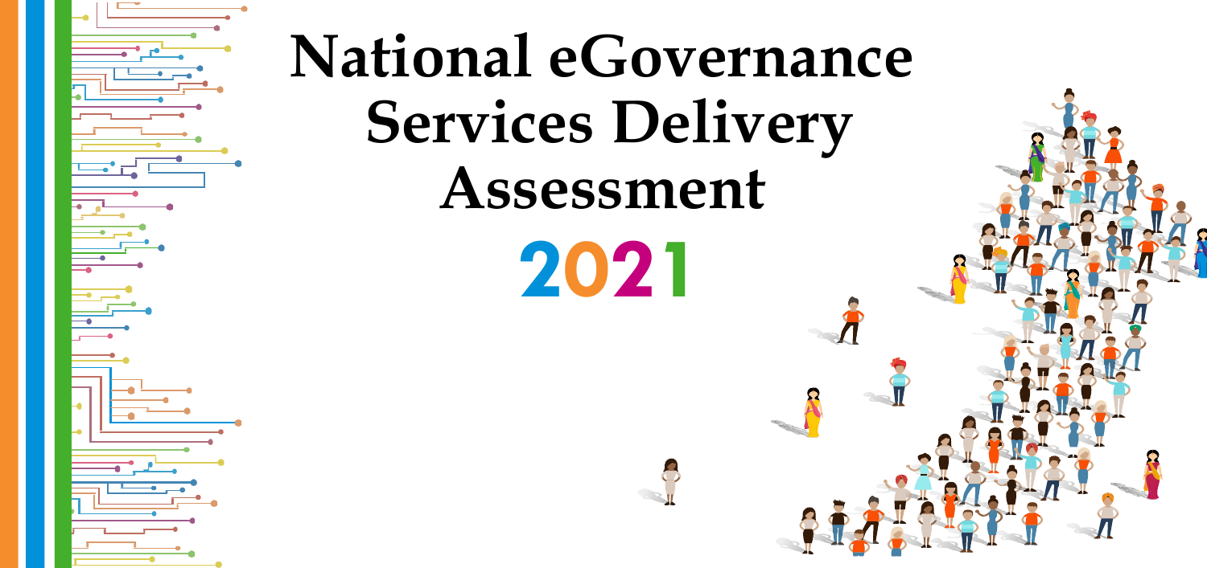# National eGovernance Services Delivery Assessment

## 2021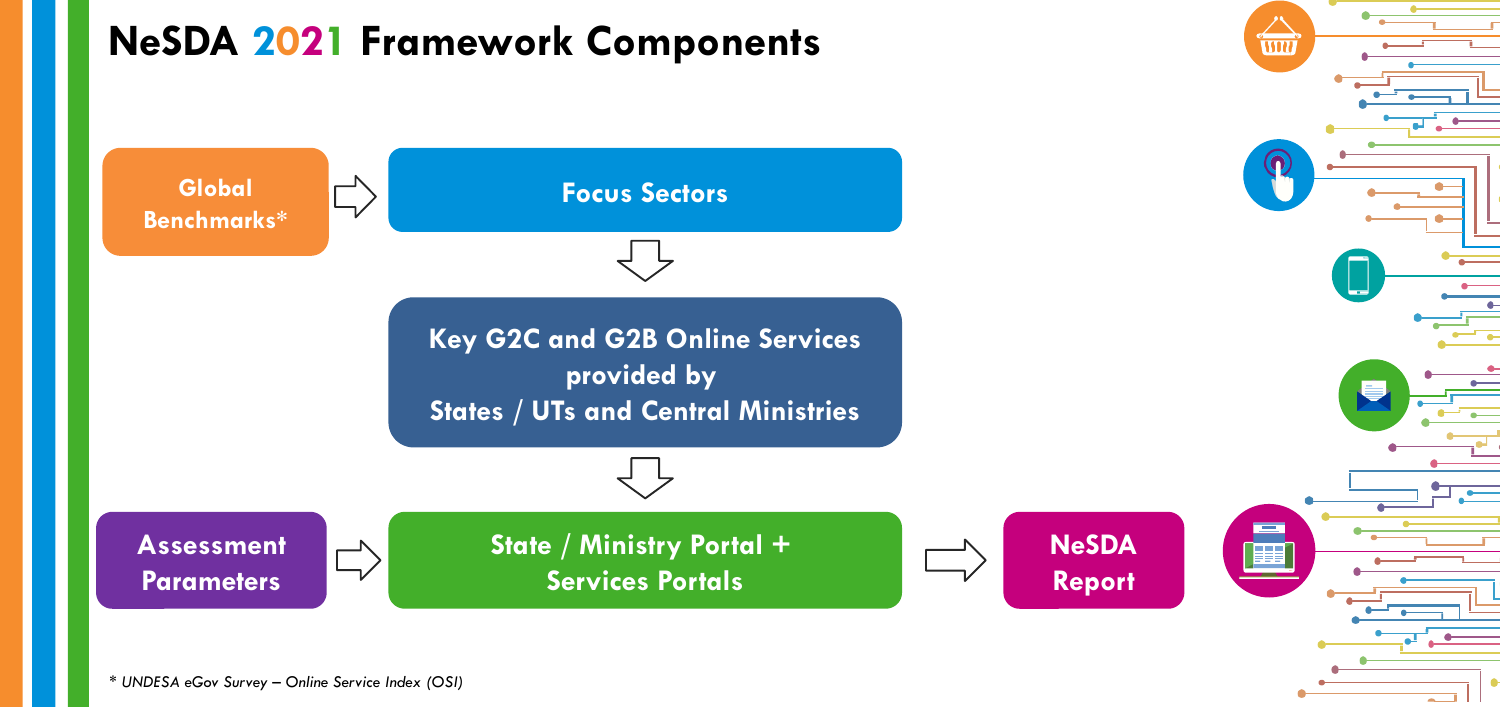# NeSDA 2021 Framework Components

Global Benchmarks* → Focus Sectors

Focus Sectors → Key G2C and G2B Online Services provided by States / UTs and Central Ministries

Key G2C and G2B Online Services provided by States / UTs and Central Ministries → State / Ministry Portal + Services Portals

Assessment Parameters → State / Ministry Portal + Services Portals

State / Ministry Portal + Services Portals → NeSDA Report

*\* UNDESA eGov Survey – Online Service Index (OSI)*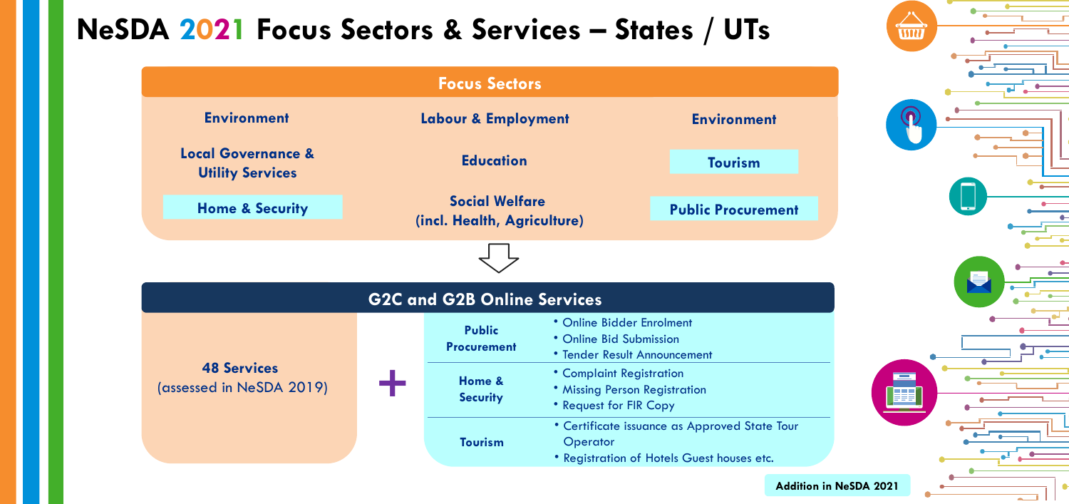# NeSDA 2021 Focus Sectors & Services – States / UTs

## Focus Sectors

| | | |
|---|---|---|
| Environment | Labour & Employment | Environment |
| Local Governance & Utility Services | Education | Tourism |
| Home & Security | Social Welfare (incl. Health, Agriculture) | Public Procurement |

## G2C and G2B Online Services

**48 Services** (assessed in NeSDA 2019)

+

| Sector | Services |
|---|---|
| Public Procurement | • Online Bidder Enrolment<br>• Online Bid Submission<br>• Tender Result Announcement |
| Home & Security | • Complaint Registration<br>• Missing Person Registration<br>• Request for FIR Copy |
| Tourism | • Certificate issuance as Approved State Tour Operator<br>• Registration of Hotels Guest houses etc. |

**Addition in NeSDA 2021**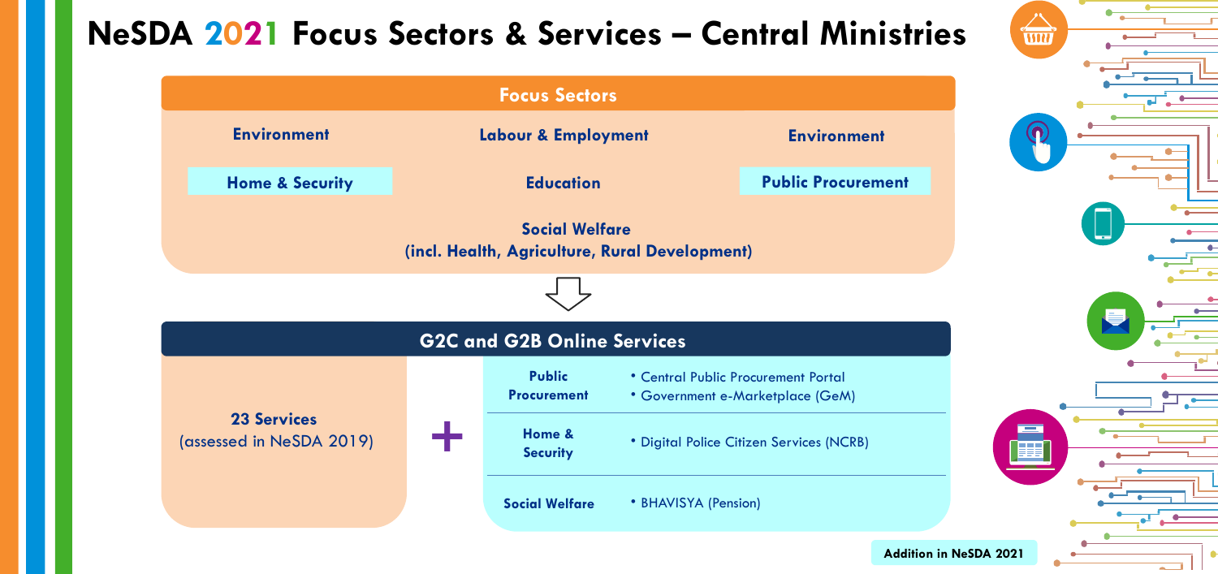# NeSDA 2021 Focus Sectors & Services – Central Ministries

## Focus Sectors

- Environment
- Labour & Employment
- Environment
- Home & Security
- Education
- Public Procurement
- Social Welfare (incl. Health, Agriculture, Rural Development)

## G2C and G2B Online Services

**23 Services** (assessed in NeSDA 2019)

+

| Sector | Services |
| --- | --- |
| Public Procurement | • Central Public Procurement Portal<br>• Government e-Marketplace (GeM) |
| Home & Security | • Digital Police Citizen Services (NCRB) |
| Social Welfare | • BHAVISYA (Pension) |

Addition in NeSDA 2021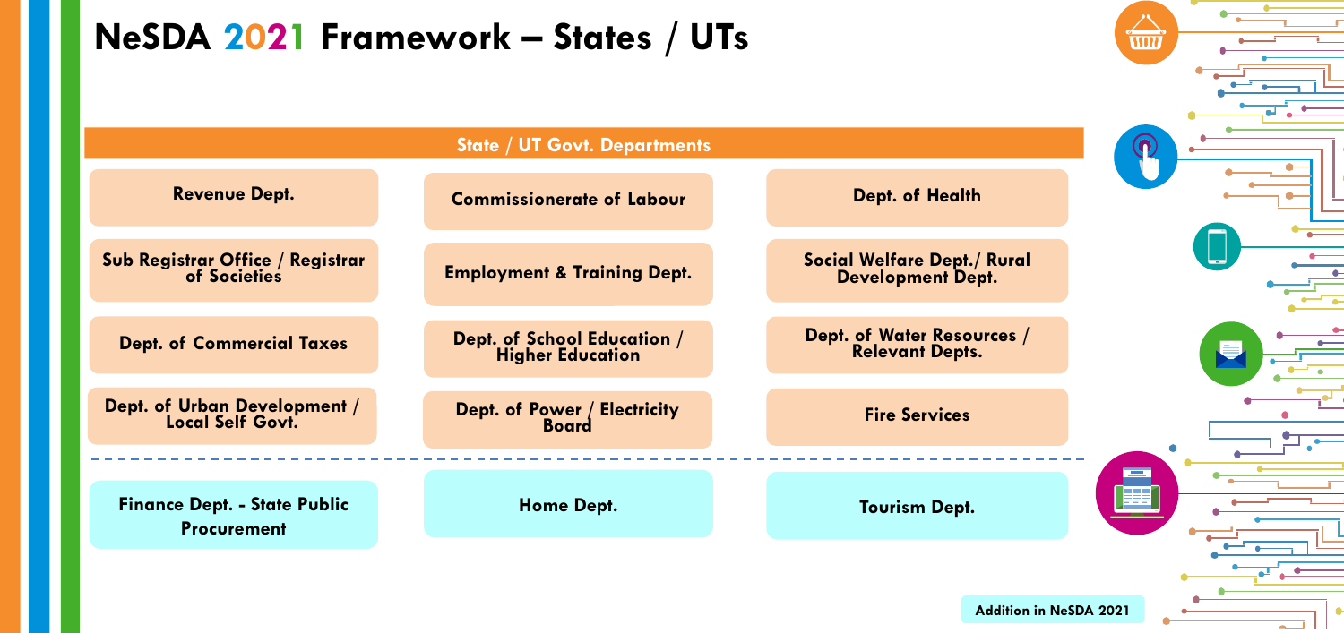# NeSDA 2021 Framework – States / UTs

**State / UT Govt. Departments**

| | | |
|---|---|---|
| Revenue Dept. | Commissionerate of Labour | Dept. of Health |
| Sub Registrar Office / Registrar of Societies | Employment & Training Dept. | Social Welfare Dept./ Rural Development Dept. |
| Dept. of Commercial Taxes | Dept. of School Education / Higher Education | Dept. of Water Resources / Relevant Depts. |
| Dept. of Urban Development / Local Self Govt. | Dept. of Power / Electricity Board | Fire Services |
| Finance Dept. - State Public Procurement | Home Dept. | Tourism Dept. |

Addition in NeSDA 2021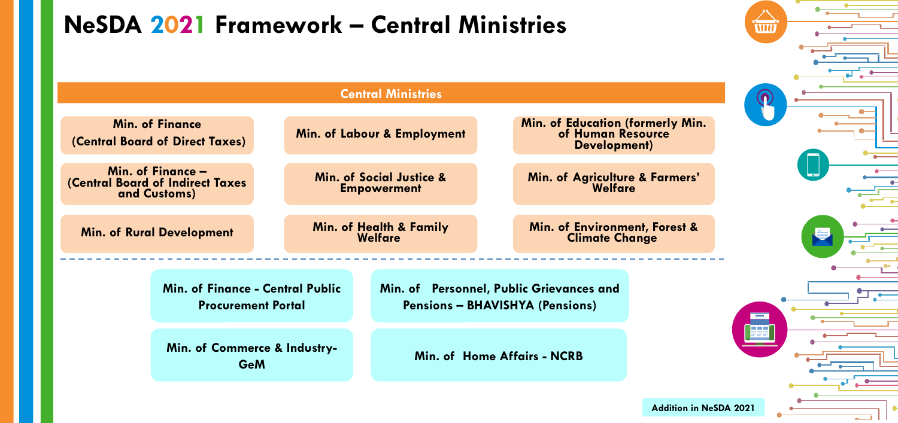# NeSDA 2021 Framework – Central Ministries

## Central Ministries

| | | |
|---|---|---|
| Min. of Finance (Central Board of Direct Taxes) | Min. of Labour & Employment | Min. of Education (formerly Min. of Human Resource Development) |
| Min. of Finance – (Central Board of Indirect Taxes and Customs) | Min. of Social Justice & Empowerment | Min. of Agriculture & Farmers' Welfare |
| Min. of Rural Development | Min. of Health & Family Welfare | Min. of Environment, Forest & Climate Change |

| | |
|---|---|
| Min. of Finance - Central Public Procurement Portal | Min. of Personnel, Public Grievances and Pensions – BHAVISHYA (Pensions) |
| Min. of Commerce & Industry- GeM | Min. of Home Affairs - NCRB |

Addition in NeSDA 2021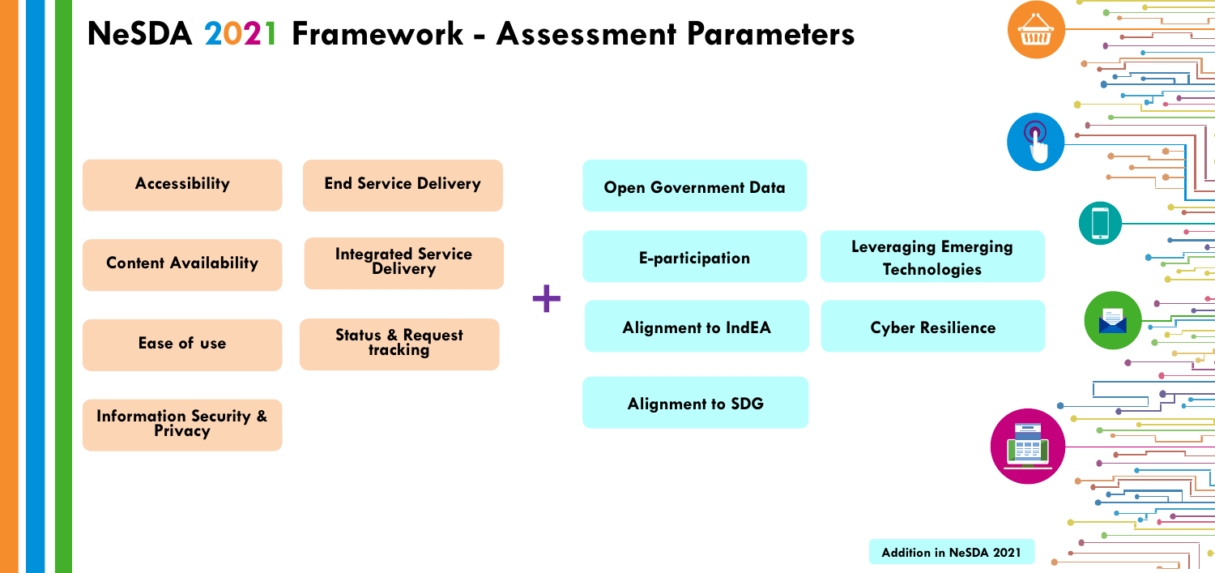# NeSDA 2021 Framework - Assessment Parameters

- Accessibility
- Content Availability
- Ease of use
- Information Security & Privacy
- End Service Delivery
- Integrated Service Delivery
- Status & Request tracking

+

- Open Government Data
- E-participation
- Alignment to IndEA
- Alignment to SDG
- Leveraging Emerging Technologies
- Cyber Resilience

Addition in NeSDA 2021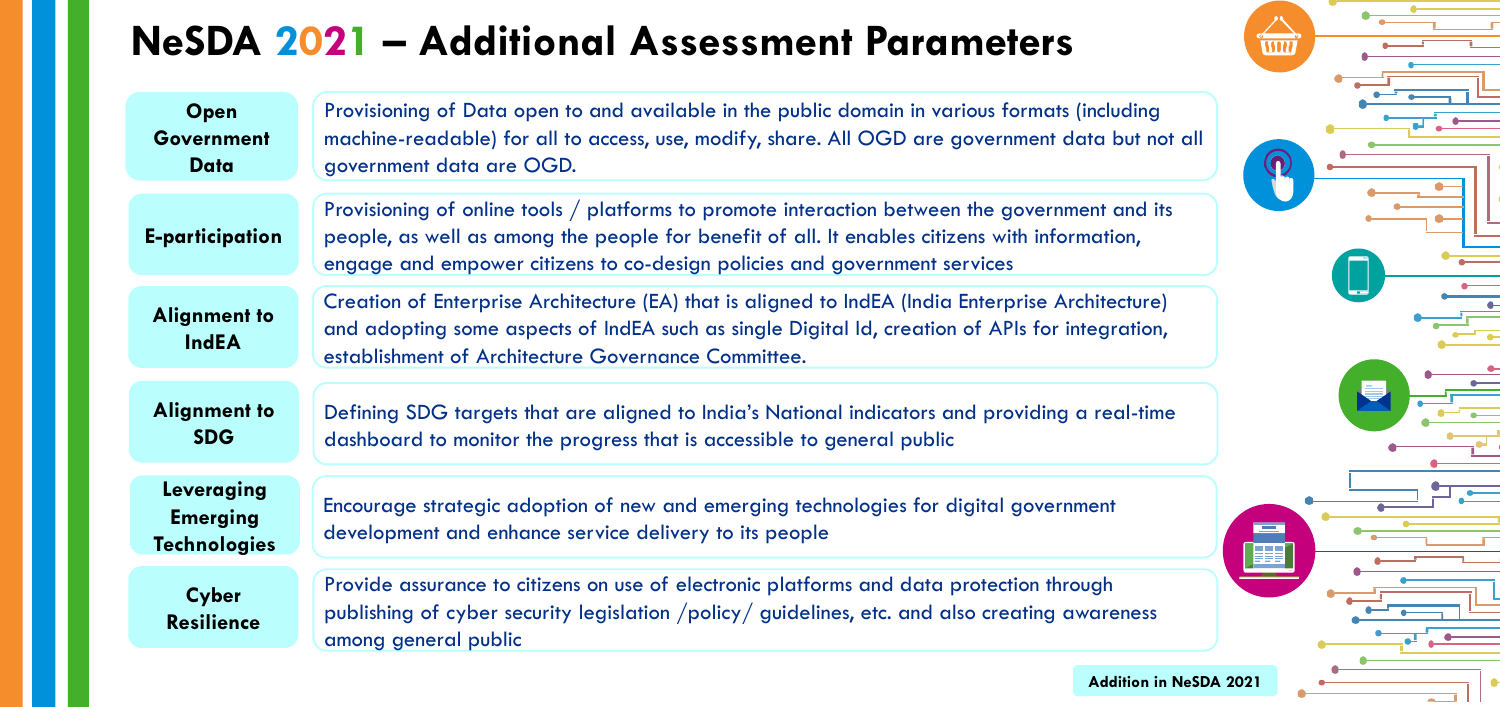# NeSDA 2021 – Additional Assessment Parameters

| | |
|---|---|
| **Open Government Data** | Provisioning of Data open to and available in the public domain in various formats (including machine-readable) for all to access, use, modify, share. All OGD are government data but not all government data are OGD. |
| **E-participation** | Provisioning of online tools / platforms to promote interaction between the government and its people, as well as among the people for benefit of all. It enables citizens with information, engage and empower citizens to co-design policies and government services |
| **Alignment to IndEA** | Creation of Enterprise Architecture (EA) that is aligned to IndEA (India Enterprise Architecture) and adopting some aspects of IndEA such as single Digital Id, creation of APIs for integration, establishment of Architecture Governance Committee. |
| **Alignment to SDG** | Defining SDG targets that are aligned to India's National indicators and providing a real-time dashboard to monitor the progress that is accessible to general public |
| **Leveraging Emerging Technologies** | Encourage strategic adoption of new and emerging technologies for digital government development and enhance service delivery to its people |
| **Cyber Resilience** | Provide assurance to citizens on use of electronic platforms and data protection through publishing of cyber security legislation /policy/ guidelines, etc. and also creating awareness among general public |

**Addition in NeSDA 2021**